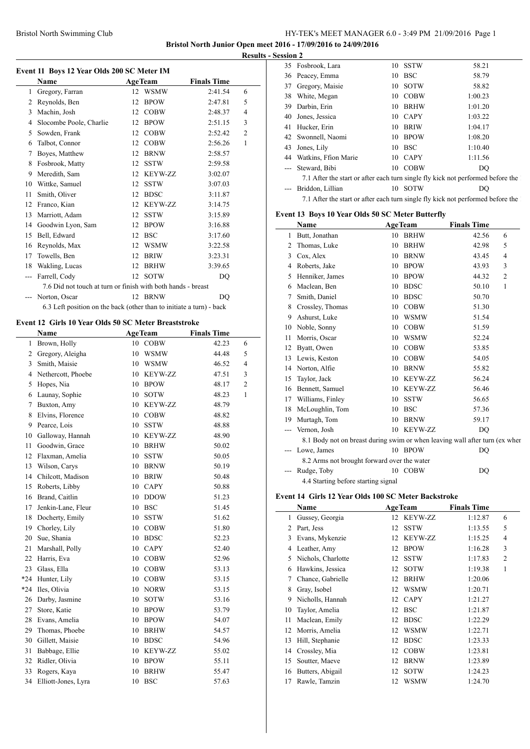**Bristol North Junior Open meet 2016 - 17/09/2016 to 24/09/2016**

**Results - Session 2**

### Event 11 Boys 12 Year Olds 200 SC Meter IM

| | Name | Age | Team | Finals Time | |
|---|---|---|---|---|---|
| 1 | Gregory, Farran | 12 | WSMW | 2:41.54 | 6 |
| 2 | Reynolds, Ben | 12 | BPOW | 2:47.81 | 5 |
| 3 | Machin, Josh | 12 | COBW | 2:48.37 | 4 |
| 4 | Slocombe Poole, Charlie | 12 | BPOW | 2:51.15 | 3 |
| 5 | Sowden, Frank | 12 | COBW | 2:52.42 | 2 |
| 6 | Talbot, Connor | 12 | COBW | 2:56.26 | 1 |
| 7 | Boyes, Matthew | 12 | BRNW | 2:58.57 | |
| 8 | Fosbrook, Matty | 12 | SSTW | 2:59.58 | |
| 9 | Meredith, Sam | 12 | KEYW-ZZ | 3:02.07 | |
| 10 | Wittke, Samuel | 12 | SSTW | 3:07.03 | |
| 11 | Smith, Oliver | 12 | BDSC | 3:11.87 | |
| 12 | Franco, Kian | 12 | KEYW-ZZ | 3:14.75 | |
| 13 | Marriott, Adam | 12 | SSTW | 3:15.89 | |
| 14 | Goodwin Lyon, Sam | 12 | BPOW | 3:16.88 | |
| 15 | Bell, Edward | 12 | BSC | 3:17.60 | |
| 16 | Reynolds, Max | 12 | WSMW | 3:22.58 | |
| 17 | Towells, Ben | 12 | BRIW | 3:23.31 | |
| 18 | Wakling, Lucas | 12 | BRHW | 3:39.65 | |
| --- | Farrell, Cody | 12 | SOTW | DQ | |
| | 7.6 Did not touch at turn or finish with both hands - breast | | | | |
| --- | Norton, Oscar | 12 | BRNW | DQ | |
| | 6.3 Left position on the back (other than to initiate a turn) - back | | | | |

### Event 12 Girls 10 Year Olds 50 SC Meter Breaststroke

| | Name | Age | Team | Finals Time | |
|---|---|---|---|---|---|
| 1 | Brown, Holly | 10 | COBW | 42.23 | 6 |
| 2 | Gregory, Aleigha | 10 | WSMW | 44.48 | 5 |
| 3 | Smith, Maisie | 10 | WSMW | 46.52 | 4 |
| 4 | Nethercott, Phoebe | 10 | KEYW-ZZ | 47.51 | 3 |
| 5 | Hopes, Nia | 10 | BPOW | 48.17 | 2 |
| 6 | Launay, Sophie | 10 | SOTW | 48.23 | 1 |
| 7 | Buxton, Amy | 10 | KEYW-ZZ | 48.79 | |
| 8 | Elvins, Florence | 10 | COBW | 48.82 | |
| 9 | Pearce, Lois | 10 | SSTW | 48.88 | |
| 10 | Galloway, Hannah | 10 | KEYW-ZZ | 48.90 | |
| 11 | Goodwin, Grace | 10 | BRHW | 50.02 | |
| 12 | Flaxman, Amelia | 10 | SSTW | 50.05 | |
| 13 | Wilson, Carys | 10 | BRNW | 50.19 | |
| 14 | Chilcott, Madison | 10 | BRIW | 50.48 | |
| 15 | Roberts, Libby | 10 | CAPY | 50.88 | |
| 16 | Brand, Caitlin | 10 | DDOW | 51.23 | |
| 17 | Jenkin-Lane, Fleur | 10 | BSC | 51.45 | |
| 18 | Docherty, Emily | 10 | SSTW | 51.62 | |
| 19 | Chorley, Lily | 10 | COBW | 51.80 | |
| 20 | Sue, Shania | 10 | BDSC | 52.23 | |
| 21 | Marshall, Polly | 10 | CAPY | 52.40 | |
| 22 | Harris, Eva | 10 | COBW | 52.96 | |
| 23 | Glass, Ella | 10 | COBW | 53.13 | |
| *24 | Hunter, Lily | 10 | COBW | 53.15 | |
| *24 | Iles, Olivia | 10 | NORW | 53.15 | |
| 26 | Darby, Jasmine | 10 | SOTW | 53.16 | |
| 27 | Store, Katie | 10 | BPOW | 53.79 | |
| 28 | Evans, Amelia | 10 | BPOW | 54.07 | |
| 29 | Thomas, Phoebe | 10 | BRHW | 54.57 | |
| 30 | Gillett, Maisie | 10 | BDSC | 54.96 | |
| 31 | Babbage, Ellie | 10 | KEYW-ZZ | 55.02 | |
| 32 | Ridler, Olivia | 10 | BPOW | 55.11 | |
| 33 | Rogers, Kaya | 10 | BRHW | 55.47 | |
| 34 | Elliott-Jones, Lyra | 10 | BSC | 57.63 | |
| 35 | Fosbrook, Lara | 10 | SSTW | 58.21 | |
| 36 | Peacey, Emma | 10 | BSC | 58.79 | |
| 37 | Gregory, Maisie | 10 | SOTW | 58.82 | |
| 38 | White, Megan | 10 | COBW | 1:00.23 | |
| 39 | Darbin, Erin | 10 | BRHW | 1:01.20 | |
| 40 | Jones, Jessica | 10 | CAPY | 1:03.22 | |
| 41 | Hucker, Erin | 10 | BRIW | 1:04.17 | |
| 42 | Swonnell, Naomi | 10 | BPOW | 1:08.20 | |
| 43 | Jones, Lily | 10 | BSC | 1:10.40 | |
| 44 | Watkins, Ffion Marie | 10 | CAPY | 1:11.56 | |
| --- | Steward, Bibi | 10 | COBW | DQ | |
| | 7.1 After the start or after each turn single fly kick not performed before the | | | | |
| --- | Briddon, Lillian | 10 | SOTW | DQ | |
| | 7.1 After the start or after each turn single fly kick not performed before the | | | | |

### Event 13 Boys 10 Year Olds 50 SC Meter Butterfly

| | Name | Age | Team | Finals Time | |
|---|---|---|---|---|---|
| 1 | Butt, Jonathan | 10 | BRHW | 42.56 | 6 |
| 2 | Thomas, Luke | 10 | BRHW | 42.98 | 5 |
| 3 | Cox, Alex | 10 | BRNW | 43.45 | 4 |
| 4 | Roberts, Jake | 10 | BPOW | 43.93 | 3 |
| 5 | Henniker, James | 10 | BPOW | 44.32 | 2 |
| 6 | Maclean, Ben | 10 | BDSC | 50.10 | 1 |
| 7 | Smith, Daniel | 10 | BDSC | 50.70 | |
| 8 | Crossley, Thomas | 10 | COBW | 51.30 | |
| 9 | Ashurst, Luke | 10 | WSMW | 51.54 | |
| 10 | Noble, Sonny | 10 | COBW | 51.59 | |
| 11 | Morris, Oscar | 10 | WSMW | 52.24 | |
| 12 | Byatt, Owen | 10 | COBW | 53.85 | |
| 13 | Lewis, Keston | 10 | COBW | 54.05 | |
| 14 | Norton, Alfie | 10 | BRNW | 55.82 | |
| 15 | Taylor, Jack | 10 | KEYW-ZZ | 56.24 | |
| 16 | Bennett, Samuel | 10 | KEYW-ZZ | 56.46 | |
| 17 | Williams, Finley | 10 | SSTW | 56.65 | |
| 18 | McLoughlin, Tom | 10 | BSC | 57.36 | |
| 19 | Murtagh, Tom | 10 | BRNW | 59.17 | |
| --- | Vernon, Josh | 10 | KEYW-ZZ | DQ | |
| | 8.1 Body not on breast during swim or when leaving wall after turn (ex wher | | | | |
| --- | Lowe, James | 10 | BPOW | DQ | |
| | 8.2 Arms not brought forward over the water | | | | |
| --- | Rudge, Toby | 10 | COBW | DQ | |
| | 4.4 Starting before starting signal | | | | |

### Event 14 Girls 12 Year Olds 100 SC Meter Backstroke

| | Name | Age | Team | Finals Time | |
|---|---|---|---|---|---|
| 1 | Gussey, Georgia | 12 | KEYW-ZZ | 1:12.87 | 6 |
| 2 | Part, Jess | 12 | SSTW | 1:13.55 | 5 |
| 3 | Evans, Mykenzie | 12 | KEYW-ZZ | 1:15.25 | 4 |
| 4 | Leather, Amy | 12 | BPOW | 1:16.28 | 3 |
| 5 | Nichols, Charlotte | 12 | SSTW | 1:17.83 | 2 |
| 6 | Hawkins, Jessica | 12 | SOTW | 1:19.38 | 1 |
| 7 | Chance, Gabrielle | 12 | BRHW | 1:20.06 | |
| 8 | Gray, Isobel | 12 | WSMW | 1:20.71 | |
| 9 | Nicholls, Hannah | 12 | CAPY | 1:21.27 | |
| 10 | Taylor, Amelia | 12 | BSC | 1:21.87 | |
| 11 | Maclean, Emily | 12 | BDSC | 1:22.29 | |
| 12 | Morris, Amelia | 12 | WSMW | 1:22.71 | |
| 13 | Hill, Stephanie | 12 | BDSC | 1:23.33 | |
| 14 | Crossley, Mia | 12 | COBW | 1:23.81 | |
| 15 | Soutter, Maeve | 12 | BRNW | 1:23.89 | |
| 16 | Butters, Abigail | 12 | SOTW | 1:24.23 | |
| 17 | Rawle, Tamzin | 12 | WSMW | 1:24.70 | |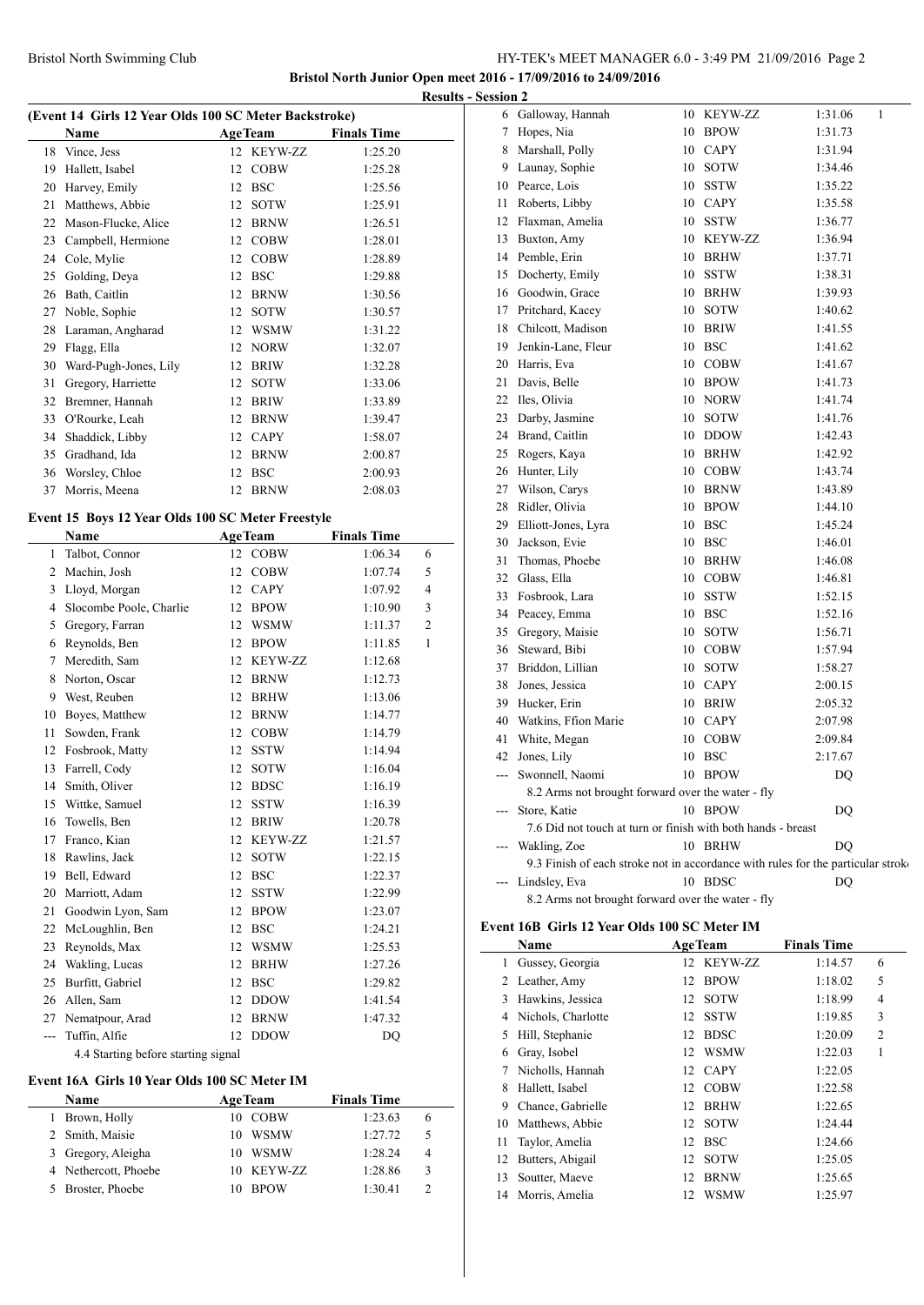**Bristol North Junior Open meet 2016 - 17/09/2016 to 24/09/2016**

**Results - Session 2**

### (Event 14 Girls 12 Year Olds 100 SC Meter Backstroke)

| | Name | Age | Team | Finals Time | |
|---|---|---|---|---|---|
| 18 | Vince, Jess | 12 | KEYW-ZZ | 1:25.20 | |
| 19 | Hallett, Isabel | 12 | COBW | 1:25.28 | |
| 20 | Harvey, Emily | 12 | BSC | 1:25.56 | |
| 21 | Matthews, Abbie | 12 | SOTW | 1:25.91 | |
| 22 | Mason-Flucke, Alice | 12 | BRNW | 1:26.51 | |
| 23 | Campbell, Hermione | 12 | COBW | 1:28.01 | |
| 24 | Cole, Mylie | 12 | COBW | 1:28.89 | |
| 25 | Golding, Deya | 12 | BSC | 1:29.88 | |
| 26 | Bath, Caitlin | 12 | BRNW | 1:30.56 | |
| 27 | Noble, Sophie | 12 | SOTW | 1:30.57 | |
| 28 | Laraman, Angharad | 12 | WSMW | 1:31.22 | |
| 29 | Flagg, Ella | 12 | NORW | 1:32.07 | |
| 30 | Ward-Pugh-Jones, Lily | 12 | BRIW | 1:32.28 | |
| 31 | Gregory, Harriette | 12 | SOTW | 1:33.06 | |
| 32 | Bremner, Hannah | 12 | BRIW | 1:33.89 | |
| 33 | O'Rourke, Leah | 12 | BRNW | 1:39.47 | |
| 34 | Shaddick, Libby | 12 | CAPY | 1:58.07 | |
| 35 | Gradhand, Ida | 12 | BRNW | 2:00.87 | |
| 36 | Worsley, Chloe | 12 | BSC | 2:00.93 | |
| 37 | Morris, Meena | 12 | BRNW | 2:08.03 | |

### Event 15 Boys 12 Year Olds 100 SC Meter Freestyle

| | Name | Age | Team | Finals Time | |
|---|---|---|---|---|---|
| 1 | Talbot, Connor | 12 | COBW | 1:06.34 | 6 |
| 2 | Machin, Josh | 12 | COBW | 1:07.74 | 5 |
| 3 | Lloyd, Morgan | 12 | CAPY | 1:07.92 | 4 |
| 4 | Slocombe Poole, Charlie | 12 | BPOW | 1:10.90 | 3 |
| 5 | Gregory, Farran | 12 | WSMW | 1:11.37 | 2 |
| 6 | Reynolds, Ben | 12 | BPOW | 1:11.85 | 1 |
| 7 | Meredith, Sam | 12 | KEYW-ZZ | 1:12.68 | |
| 8 | Norton, Oscar | 12 | BRNW | 1:12.73 | |
| 9 | West, Reuben | 12 | BRHW | 1:13.06 | |
| 10 | Boyes, Matthew | 12 | BRNW | 1:14.77 | |
| 11 | Sowden, Frank | 12 | COBW | 1:14.79 | |
| 12 | Fosbrook, Matty | 12 | SSTW | 1:14.94 | |
| 13 | Farrell, Cody | 12 | SOTW | 1:16.04 | |
| 14 | Smith, Oliver | 12 | BDSC | 1:16.19 | |
| 15 | Wittke, Samuel | 12 | SSTW | 1:16.39 | |
| 16 | Towells, Ben | 12 | BRIW | 1:20.78 | |
| 17 | Franco, Kian | 12 | KEYW-ZZ | 1:21.57 | |
| 18 | Rawlins, Jack | 12 | SOTW | 1:22.15 | |
| 19 | Bell, Edward | 12 | BSC | 1:22.37 | |
| 20 | Marriott, Adam | 12 | SSTW | 1:22.99 | |
| 21 | Goodwin Lyon, Sam | 12 | BPOW | 1:23.07 | |
| 22 | McLoughlin, Ben | 12 | BSC | 1:24.21 | |
| 23 | Reynolds, Max | 12 | WSMW | 1:25.53 | |
| 24 | Wakling, Lucas | 12 | BRHW | 1:27.26 | |
| 25 | Burfitt, Gabriel | 12 | BSC | 1:29.82 | |
| 26 | Allen, Sam | 12 | DDOW | 1:41.54 | |
| 27 | Nematpour, Arad | 12 | BRNW | 1:47.32 | |
| --- | Tuffin, Alfie | 12 | DDOW | DQ | |
| | 4.4 Starting before starting signal | | | | |

### Event 16A Girls 10 Year Olds 100 SC Meter IM

| | Name | Age | Team | Finals Time | |
|---|---|---|---|---|---|
| 1 | Brown, Holly | 10 | COBW | 1:23.63 | 6 |
| 2 | Smith, Maisie | 10 | WSMW | 1:27.72 | 5 |
| 3 | Gregory, Aleigha | 10 | WSMW | 1:28.24 | 4 |
| 4 | Nethercott, Phoebe | 10 | KEYW-ZZ | 1:28.86 | 3 |
| 5 | Broster, Phoebe | 10 | BPOW | 1:30.41 | 2 |
| 6 | Galloway, Hannah | 10 | KEYW-ZZ | 1:31.06 | 1 |
| 7 | Hopes, Nia | 10 | BPOW | 1:31.73 | |
| 8 | Marshall, Polly | 10 | CAPY | 1:31.94 | |
| 9 | Launay, Sophie | 10 | SOTW | 1:34.46 | |
| 10 | Pearce, Lois | 10 | SSTW | 1:35.22 | |
| 11 | Roberts, Libby | 10 | CAPY | 1:35.58 | |
| 12 | Flaxman, Amelia | 10 | SSTW | 1:36.77 | |
| 13 | Buxton, Amy | 10 | KEYW-ZZ | 1:36.94 | |
| 14 | Pemble, Erin | 10 | BRHW | 1:37.71 | |
| 15 | Docherty, Emily | 10 | SSTW | 1:38.31 | |
| 16 | Goodwin, Grace | 10 | BRHW | 1:39.93 | |
| 17 | Pritchard, Kacey | 10 | SOTW | 1:40.62 | |
| 18 | Chilcott, Madison | 10 | BRIW | 1:41.55 | |
| 19 | Jenkin-Lane, Fleur | 10 | BSC | 1:41.62 | |
| 20 | Harris, Eva | 10 | COBW | 1:41.67 | |
| 21 | Davis, Belle | 10 | BPOW | 1:41.73 | |
| 22 | Iles, Olivia | 10 | NORW | 1:41.74 | |
| 23 | Darby, Jasmine | 10 | SOTW | 1:41.76 | |
| 24 | Brand, Caitlin | 10 | DDOW | 1:42.43 | |
| 25 | Rogers, Kaya | 10 | BRHW | 1:42.92 | |
| 26 | Hunter, Lily | 10 | COBW | 1:43.74 | |
| 27 | Wilson, Carys | 10 | BRNW | 1:43.89 | |
| 28 | Ridler, Olivia | 10 | BPOW | 1:44.10 | |
| 29 | Elliott-Jones, Lyra | 10 | BSC | 1:45.24 | |
| 30 | Jackson, Evie | 10 | BSC | 1:46.01 | |
| 31 | Thomas, Phoebe | 10 | BRHW | 1:46.08 | |
| 32 | Glass, Ella | 10 | COBW | 1:46.81 | |
| 33 | Fosbrook, Lara | 10 | SSTW | 1:52.15 | |
| 34 | Peacey, Emma | 10 | BSC | 1:52.16 | |
| 35 | Gregory, Maisie | 10 | SOTW | 1:56.71 | |
| 36 | Steward, Bibi | 10 | COBW | 1:57.94 | |
| 37 | Briddon, Lillian | 10 | SOTW | 1:58.27 | |
| 38 | Jones, Jessica | 10 | CAPY | 2:00.15 | |
| 39 | Hucker, Erin | 10 | BRIW | 2:05.32 | |
| 40 | Watkins, Ffion Marie | 10 | CAPY | 2:07.98 | |
| 41 | White, Megan | 10 | COBW | 2:09.84 | |
| 42 | Jones, Lily | 10 | BSC | 2:17.67 | |
| --- | Swonnell, Naomi | 10 | BPOW | DQ | |
| | 8.2 Arms not brought forward over the water - fly | | | | |
| --- | Store, Katie | 10 | BPOW | DQ | |
| | 7.6 Did not touch at turn or finish with both hands - breast | | | | |
| --- | Wakling, Zoe | 10 | BRHW | DQ | |
| | 9.3 Finish of each stroke not in accordance with rules for the particular stroke | | | | |
| --- | Lindsley, Eva | 10 | BDSC | DQ | |
| | 8.2 Arms not brought forward over the water - fly | | | | |

### Event 16B Girls 12 Year Olds 100 SC Meter IM

| | Name | Age | Team | Finals Time | |
|---|---|---|---|---|---|
| 1 | Gussey, Georgia | 12 | KEYW-ZZ | 1:14.57 | 6 |
| 2 | Leather, Amy | 12 | BPOW | 1:18.02 | 5 |
| 3 | Hawkins, Jessica | 12 | SOTW | 1:18.99 | 4 |
| 4 | Nichols, Charlotte | 12 | SSTW | 1:19.85 | 3 |
| 5 | Hill, Stephanie | 12 | BDSC | 1:20.09 | 2 |
| 6 | Gray, Isobel | 12 | WSMW | 1:22.03 | 1 |
| 7 | Nicholls, Hannah | 12 | CAPY | 1:22.05 | |
| 8 | Hallett, Isabel | 12 | COBW | 1:22.58 | |
| 9 | Chance, Gabrielle | 12 | BRHW | 1:22.65 | |
| 10 | Matthews, Abbie | 12 | SOTW | 1:24.44 | |
| 11 | Taylor, Amelia | 12 | BSC | 1:24.66 | |
| 12 | Butters, Abigail | 12 | SOTW | 1:25.05 | |
| 13 | Soutter, Maeve | 12 | BRNW | 1:25.65 | |
| 14 | Morris, Amelia | 12 | WSMW | 1:25.97 | |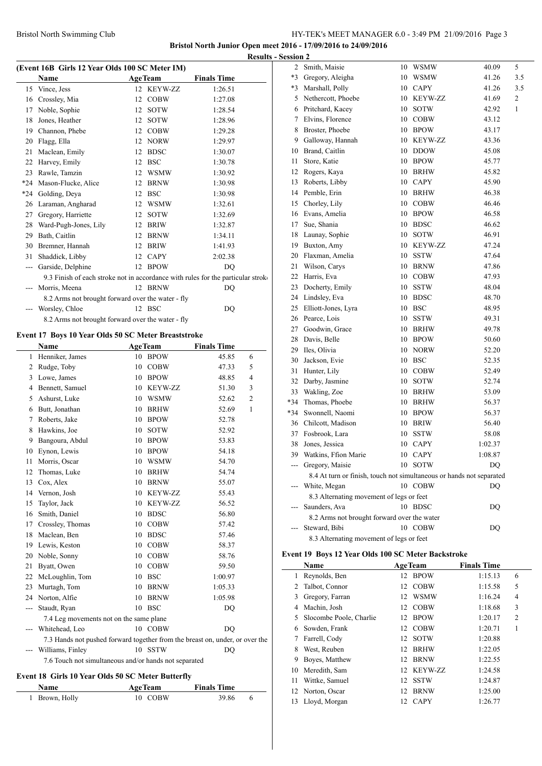Bristol North Junior Open meet 2016 - 17/09/2016 to 24/09/2016

## Results - Session 2

### (Event 16B Girls 12 Year Olds 100 SC Meter IM)

| | Name | Age | Team | Finals Time | |
|---|---|---|---|---|---|
| 15 | Vince, Jess | 12 | KEYW-ZZ | 1:26.51 | |
| 16 | Crossley, Mia | 12 | COBW | 1:27.08 | |
| 17 | Noble, Sophie | 12 | SOTW | 1:28.54 | |
| 18 | Jones, Heather | 12 | SOTW | 1:28.96 | |
| 19 | Channon, Phebe | 12 | COBW | 1:29.28 | |
| 20 | Flagg, Ella | 12 | NORW | 1:29.97 | |
| 21 | Maclean, Emily | 12 | BDSC | 1:30.07 | |
| 22 | Harvey, Emily | 12 | BSC | 1:30.78 | |
| 23 | Rawle, Tamzin | 12 | WSMW | 1:30.92 | |
| *24 | Mason-Flucke, Alice | 12 | BRNW | 1:30.98 | |
| *24 | Golding, Deya | 12 | BSC | 1:30.98 | |
| 26 | Laraman, Angharad | 12 | WSMW | 1:32.61 | |
| 27 | Gregory, Harriette | 12 | SOTW | 1:32.69 | |
| 28 | Ward-Pugh-Jones, Lily | 12 | BRIW | 1:32.87 | |
| 29 | Bath, Caitlin | 12 | BRNW | 1:34.11 | |
| 30 | Bremner, Hannah | 12 | BRIW | 1:41.93 | |
| 31 | Shaddick, Libby | 12 | CAPY | 2:02.38 | |
| --- | Garside, Delphine | 12 | BPOW | DQ | |
| | 9.3 Finish of each stroke not in accordance with rules for the particular stroke | | | | |
| --- | Morris, Meena | 12 | BRNW | DQ | |
| | 8.2 Arms not brought forward over the water - fly | | | | |
| --- | Worsley, Chloe | 12 | BSC | DQ | |
| | 8.2 Arms not brought forward over the water - fly | | | | |

### Event 17 Boys 10 Year Olds 50 SC Meter Breaststroke

| | Name | Age | Team | Finals Time | |
|---|---|---|---|---|---|
| 1 | Henniker, James | 10 | BPOW | 45.85 | 6 |
| 2 | Rudge, Toby | 10 | COBW | 47.33 | 5 |
| 3 | Lowe, James | 10 | BPOW | 48.85 | 4 |
| 4 | Bennett, Samuel | 10 | KEYW-ZZ | 51.30 | 3 |
| 5 | Ashurst, Luke | 10 | WSMW | 52.62 | 2 |
| 6 | Butt, Jonathan | 10 | BRHW | 52.69 | 1 |
| 7 | Roberts, Jake | 10 | BPOW | 52.78 | |
| 8 | Hawkins, Joe | 10 | SOTW | 52.92 | |
| 9 | Bangoura, Abdul | 10 | BPOW | 53.83 | |
| 10 | Eynon, Lewis | 10 | BPOW | 54.18 | |
| 11 | Morris, Oscar | 10 | WSMW | 54.70 | |
| 12 | Thomas, Luke | 10 | BRHW | 54.74 | |
| 13 | Cox, Alex | 10 | BRNW | 55.07 | |
| 14 | Vernon, Josh | 10 | KEYW-ZZ | 55.43 | |
| 15 | Taylor, Jack | 10 | KEYW-ZZ | 56.52 | |
| 16 | Smith, Daniel | 10 | BDSC | 56.80 | |
| 17 | Crossley, Thomas | 10 | COBW | 57.42 | |
| 18 | Maclean, Ben | 10 | BDSC | 57.46 | |
| 19 | Lewis, Keston | 10 | COBW | 58.37 | |
| 20 | Noble, Sonny | 10 | COBW | 58.76 | |
| 21 | Byatt, Owen | 10 | COBW | 59.50 | |
| 22 | McLoughlin, Tom | 10 | BSC | 1:00.97 | |
| 23 | Murtagh, Tom | 10 | BRNW | 1:05.33 | |
| 24 | Norton, Alfie | 10 | BRNW | 1:05.98 | |
| --- | Staudt, Ryan | 10 | BSC | DQ | |
| | 7.4 Leg movements not on the same plane | | | | |
| --- | Whitehead, Leo | 10 | COBW | DQ | |
| | 7.3 Hands not pushed forward together from the breast on, under, or over the | | | | |
| --- | Williams, Finley | 10 | SSTW | DQ | |
| | 7.6 Touch not simultaneous and/or hands not separated | | | | |

### Event 18 Girls 10 Year Olds 50 SC Meter Butterfly

| | Name | Age | Team | Finals Time | |
|---|---|---|---|---|---|
| 1 | Brown, Holly | 10 | COBW | 39.86 | 6 |
| 2 | Smith, Maisie | 10 | WSMW | 40.09 | 5 |
| *3 | Gregory, Aleigha | 10 | WSMW | 41.26 | 3.5 |
| *3 | Marshall, Polly | 10 | CAPY | 41.26 | 3.5 |
| 5 | Nethercott, Phoebe | 10 | KEYW-ZZ | 41.69 | 2 |
| 6 | Pritchard, Kacey | 10 | SOTW | 42.92 | 1 |
| 7 | Elvins, Florence | 10 | COBW | 43.12 | |
| 8 | Broster, Phoebe | 10 | BPOW | 43.17 | |
| 9 | Galloway, Hannah | 10 | KEYW-ZZ | 43.36 | |
| 10 | Brand, Caitlin | 10 | DDOW | 45.08 | |
| 11 | Store, Katie | 10 | BPOW | 45.77 | |
| 12 | Rogers, Kaya | 10 | BRHW | 45.82 | |
| 13 | Roberts, Libby | 10 | CAPY | 45.90 | |
| 14 | Pemble, Erin | 10 | BRHW | 46.38 | |
| 15 | Chorley, Lily | 10 | COBW | 46.46 | |
| 16 | Evans, Amelia | 10 | BPOW | 46.58 | |
| 17 | Sue, Shania | 10 | BDSC | 46.62 | |
| 18 | Launay, Sophie | 10 | SOTW | 46.91 | |
| 19 | Buxton, Amy | 10 | KEYW-ZZ | 47.24 | |
| 20 | Flaxman, Amelia | 10 | SSTW | 47.64 | |
| 21 | Wilson, Carys | 10 | BRNW | 47.86 | |
| 22 | Harris, Eva | 10 | COBW | 47.93 | |
| 23 | Docherty, Emily | 10 | SSTW | 48.04 | |
| 24 | Lindsley, Eva | 10 | BDSC | 48.70 | |
| 25 | Elliott-Jones, Lyra | 10 | BSC | 48.95 | |
| 26 | Pearce, Lois | 10 | SSTW | 49.31 | |
| 27 | Goodwin, Grace | 10 | BRHW | 49.78 | |
| 28 | Davis, Belle | 10 | BPOW | 50.60 | |
| 29 | Iles, Olivia | 10 | NORW | 52.20 | |
| 30 | Jackson, Evie | 10 | BSC | 52.35 | |
| 31 | Hunter, Lily | 10 | COBW | 52.49 | |
| 32 | Darby, Jasmine | 10 | SOTW | 52.74 | |
| 33 | Wakling, Zoe | 10 | BRHW | 53.09 | |
| *34 | Thomas, Phoebe | 10 | BRHW | 56.37 | |
| *34 | Swonnell, Naomi | 10 | BPOW | 56.37 | |
| 36 | Chilcott, Madison | 10 | BRIW | 56.40 | |
| 37 | Fosbrook, Lara | 10 | SSTW | 58.08 | |
| 38 | Jones, Jessica | 10 | CAPY | 1:02.37 | |
| 39 | Watkins, Ffion Marie | 10 | CAPY | 1:08.87 | |
| --- | Gregory, Maisie | 10 | SOTW | DQ | |
| | 8.4 At turn or finish, touch not simultaneous or hands not separated | | | | |
| --- | White, Megan | 10 | COBW | DQ | |
| | 8.3 Alternating movement of legs or feet | | | | |
| --- | Saunders, Ava | 10 | BDSC | DQ | |
| | 8.2 Arms not brought forward over the water | | | | |
| --- | Steward, Bibi | 10 | COBW | DQ | |
| | 8.3 Alternating movement of legs or feet | | | | |

### Event 19 Boys 12 Year Olds 100 SC Meter Backstroke

| | Name | Age | Team | Finals Time | |
|---|---|---|---|---|---|
| 1 | Reynolds, Ben | 12 | BPOW | 1:15.13 | 6 |
| 2 | Talbot, Connor | 12 | COBW | 1:15.58 | 5 |
| 3 | Gregory, Farran | 12 | WSMW | 1:16.24 | 4 |
| 4 | Machin, Josh | 12 | COBW | 1:18.68 | 3 |
| 5 | Slocombe Poole, Charlie | 12 | BPOW | 1:20.17 | 2 |
| 6 | Sowden, Frank | 12 | COBW | 1:20.71 | 1 |
| 7 | Farrell, Cody | 12 | SOTW | 1:20.88 | |
| 8 | West, Reuben | 12 | BRHW | 1:22.05 | |
| 9 | Boyes, Matthew | 12 | BRNW | 1:22.55 | |
| 10 | Meredith, Sam | 12 | KEYW-ZZ | 1:24.58 | |
| 11 | Wittke, Samuel | 12 | SSTW | 1:24.87 | |
| 12 | Norton, Oscar | 12 | BRNW | 1:25.00 | |
| 13 | Lloyd, Morgan | 12 | CAPY | 1:26.77 | |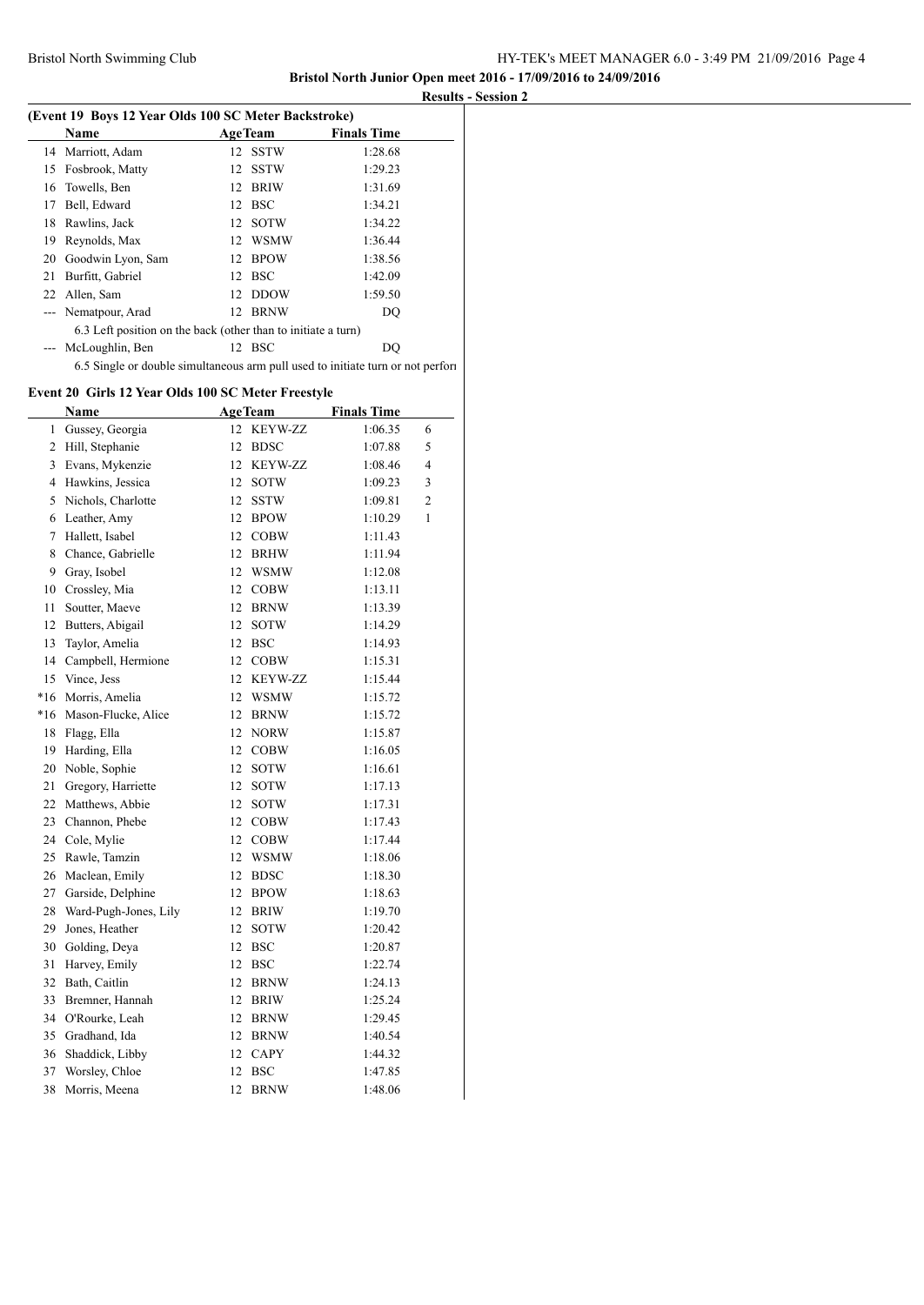Bristol North Junior Open meet 2016 - 17/09/2016 to 24/09/2016

**Results - Session 2**

### (Event 19 Boys 12 Year Olds 100 SC Meter Backstroke)

| | Name | Age | Team | Finals Time |
|---|---|---|---|---|
| 14 | Marriott, Adam | 12 | SSTW | 1:28.68 |
| 15 | Fosbrook, Matty | 12 | SSTW | 1:29.23 |
| 16 | Towells, Ben | 12 | BRIW | 1:31.69 |
| 17 | Bell, Edward | 12 | BSC | 1:34.21 |
| 18 | Rawlins, Jack | 12 | SOTW | 1:34.22 |
| 19 | Reynolds, Max | 12 | WSMW | 1:36.44 |
| 20 | Goodwin Lyon, Sam | 12 | BPOW | 1:38.56 |
| 21 | Burfitt, Gabriel | 12 | BSC | 1:42.09 |
| 22 | Allen, Sam | 12 | DDOW | 1:59.50 |
| --- | Nematpour, Arad | 12 | BRNW | DQ |
| | 6.3 Left position on the back (other than to initiate a turn) | | | |
| --- | McLoughlin, Ben | 12 | BSC | DQ |
| | 6.5 Single or double simultaneous arm pull used to initiate turn or not perforı | | | |

### Event 20 Girls 12 Year Olds 100 SC Meter Freestyle

| | Name | Age | Team | Finals Time | |
|---|---|---|---|---|---|
| 1 | Gussey, Georgia | 12 | KEYW-ZZ | 1:06.35 | 6 |
| 2 | Hill, Stephanie | 12 | BDSC | 1:07.88 | 5 |
| 3 | Evans, Mykenzie | 12 | KEYW-ZZ | 1:08.46 | 4 |
| 4 | Hawkins, Jessica | 12 | SOTW | 1:09.23 | 3 |
| 5 | Nichols, Charlotte | 12 | SSTW | 1:09.81 | 2 |
| 6 | Leather, Amy | 12 | BPOW | 1:10.29 | 1 |
| 7 | Hallett, Isabel | 12 | COBW | 1:11.43 | |
| 8 | Chance, Gabrielle | 12 | BRHW | 1:11.94 | |
| 9 | Gray, Isobel | 12 | WSMW | 1:12.08 | |
| 10 | Crossley, Mia | 12 | COBW | 1:13.11 | |
| 11 | Soutter, Maeve | 12 | BRNW | 1:13.39 | |
| 12 | Butters, Abigail | 12 | SOTW | 1:14.29 | |
| 13 | Taylor, Amelia | 12 | BSC | 1:14.93 | |
| 14 | Campbell, Hermione | 12 | COBW | 1:15.31 | |
| 15 | Vince, Jess | 12 | KEYW-ZZ | 1:15.44 | |
| *16 | Morris, Amelia | 12 | WSMW | 1:15.72 | |
| *16 | Mason-Flucke, Alice | 12 | BRNW | 1:15.72 | |
| 18 | Flagg, Ella | 12 | NORW | 1:15.87 | |
| 19 | Harding, Ella | 12 | COBW | 1:16.05 | |
| 20 | Noble, Sophie | 12 | SOTW | 1:16.61 | |
| 21 | Gregory, Harriette | 12 | SOTW | 1:17.13 | |
| 22 | Matthews, Abbie | 12 | SOTW | 1:17.31 | |
| 23 | Channon, Phebe | 12 | COBW | 1:17.43 | |
| 24 | Cole, Mylie | 12 | COBW | 1:17.44 | |
| 25 | Rawle, Tamzin | 12 | WSMW | 1:18.06 | |
| 26 | Maclean, Emily | 12 | BDSC | 1:18.30 | |
| 27 | Garside, Delphine | 12 | BPOW | 1:18.63 | |
| 28 | Ward-Pugh-Jones, Lily | 12 | BRIW | 1:19.70 | |
| 29 | Jones, Heather | 12 | SOTW | 1:20.42 | |
| 30 | Golding, Deya | 12 | BSC | 1:20.87 | |
| 31 | Harvey, Emily | 12 | BSC | 1:22.74 | |
| 32 | Bath, Caitlin | 12 | BRNW | 1:24.13 | |
| 33 | Bremner, Hannah | 12 | BRIW | 1:25.24 | |
| 34 | O'Rourke, Leah | 12 | BRNW | 1:29.45 | |
| 35 | Gradhand, Ida | 12 | BRNW | 1:40.54 | |
| 36 | Shaddick, Libby | 12 | CAPY | 1:44.32 | |
| 37 | Worsley, Chloe | 12 | BSC | 1:47.85 | |
| 38 | Morris, Meena | 12 | BRNW | 1:48.06 | |